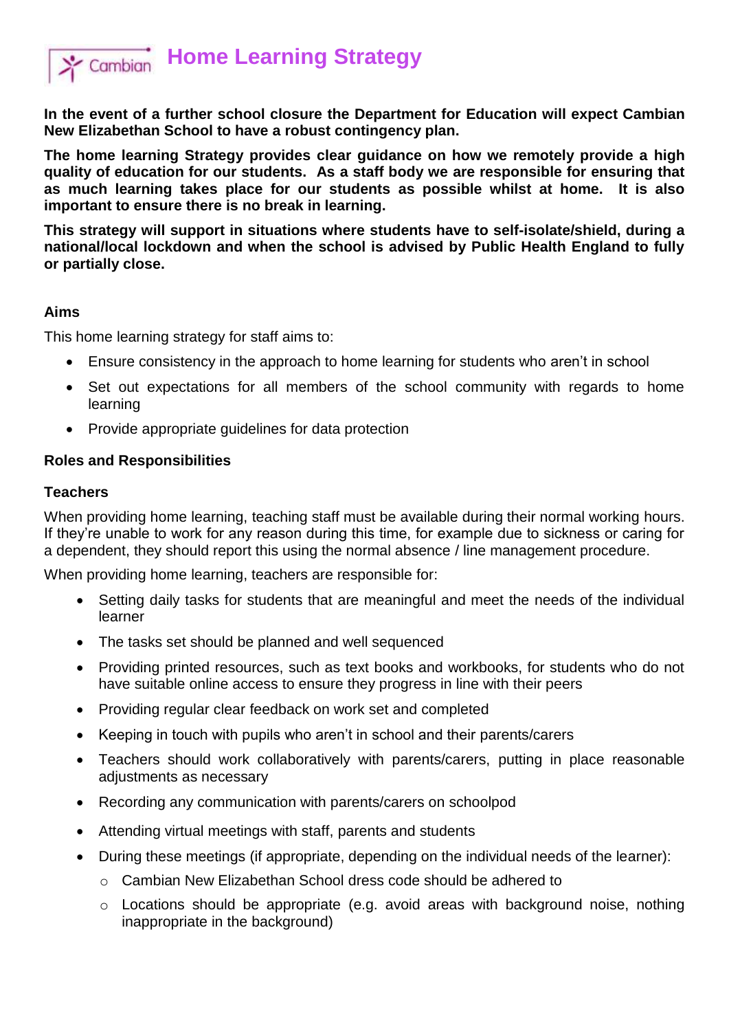# Home Learning Strategy

**In the event of a further school closure the Department for Education will expect Cambian New Elizabethan School to have a robust contingency plan.**

**The home learning Strategy provides clear guidance on how we remotely provide a high quality of education for our students. As a staff body we are responsible for ensuring that as much learning takes place for our students as possible whilst at home. It is also important to ensure there is no break in learning.**

**This strategy will support in situations where students have to self-isolate/shield, during a national/local lockdown and when the school is advised by Public Health England to fully or partially close.**

## Aims

This home learning strategy for staff aims to:

- Ensure consistency in the approach to home learning for students who aren't in school
- Set out expectations for all members of the school community with regards to home learning
- Provide appropriate guidelines for data protection

## Roles and Responsibilities

### Teachers

When providing home learning, teaching staff must be available during their normal working hours. If they're unable to work for any reason during this time, for example due to sickness or caring for a dependent, they should report this using the normal absence / line management procedure.

When providing home learning, teachers are responsible for:

- Setting daily tasks for students that are meaningful and meet the needs of the individual learner
- The tasks set should be planned and well sequenced
- Providing printed resources, such as text books and workbooks, for students who do not have suitable online access to ensure they progress in line with their peers
- Providing regular clear feedback on work set and completed
- Keeping in touch with pupils who aren't in school and their parents/carers
- Teachers should work collaboratively with parents/carers, putting in place reasonable adjustments as necessary
- Recording any communication with parents/carers on schoolpod
- Attending virtual meetings with staff, parents and students
- During these meetings (if appropriate, depending on the individual needs of the learner):
  - Cambian New Elizabethan School dress code should be adhered to
  - Locations should be appropriate (e.g. avoid areas with background noise, nothing inappropriate in the background)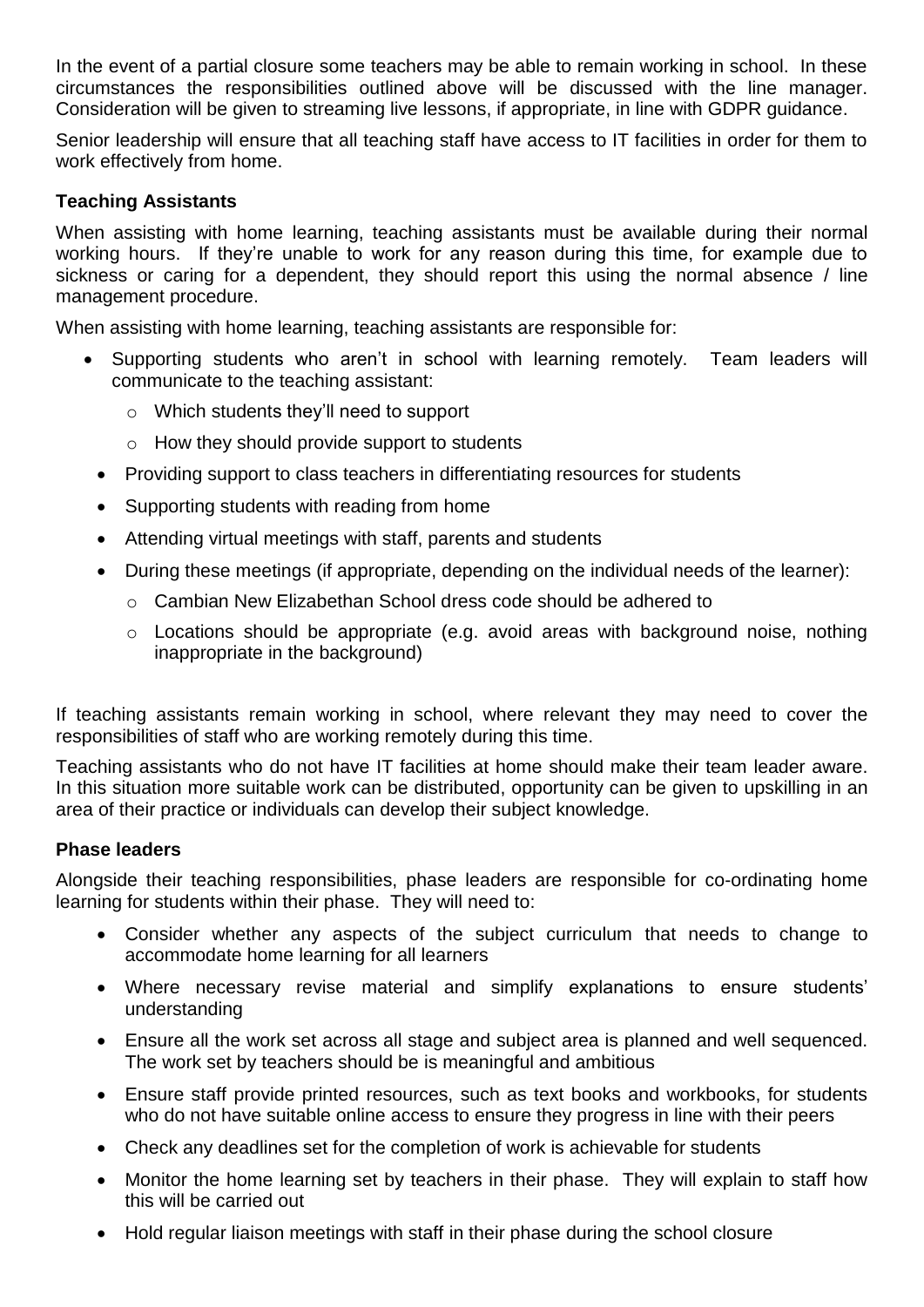In the event of a partial closure some teachers may be able to remain working in school. In these circumstances the responsibilities outlined above will be discussed with the line manager. Consideration will be given to streaming live lessons, if appropriate, in line with GDPR guidance.

Senior leadership will ensure that all teaching staff have access to IT facilities in order for them to work effectively from home.

### Teaching Assistants

When assisting with home learning, teaching assistants must be available during their normal working hours. If they're unable to work for any reason during this time, for example due to sickness or caring for a dependent, they should report this using the normal absence / line management procedure.

When assisting with home learning, teaching assistants are responsible for:

- Supporting students who aren't in school with learning remotely. Team leaders will communicate to the teaching assistant:
  - Which students they'll need to support
  - How they should provide support to students
- Providing support to class teachers in differentiating resources for students
- Supporting students with reading from home
- Attending virtual meetings with staff, parents and students
- During these meetings (if appropriate, depending on the individual needs of the learner):
  - Cambian New Elizabethan School dress code should be adhered to
  - Locations should be appropriate (e.g. avoid areas with background noise, nothing inappropriate in the background)

If teaching assistants remain working in school, where relevant they may need to cover the responsibilities of staff who are working remotely during this time.

Teaching assistants who do not have IT facilities at home should make their team leader aware. In this situation more suitable work can be distributed, opportunity can be given to upskilling in an area of their practice or individuals can develop their subject knowledge.

### Phase leaders

Alongside their teaching responsibilities, phase leaders are responsible for co-ordinating home learning for students within their phase. They will need to:

- Consider whether any aspects of the subject curriculum that needs to change to accommodate home learning for all learners
- Where necessary revise material and simplify explanations to ensure students' understanding
- Ensure all the work set across all stage and subject area is planned and well sequenced. The work set by teachers should be is meaningful and ambitious
- Ensure staff provide printed resources, such as text books and workbooks, for students who do not have suitable online access to ensure they progress in line with their peers
- Check any deadlines set for the completion of work is achievable for students
- Monitor the home learning set by teachers in their phase. They will explain to staff how this will be carried out
- Hold regular liaison meetings with staff in their phase during the school closure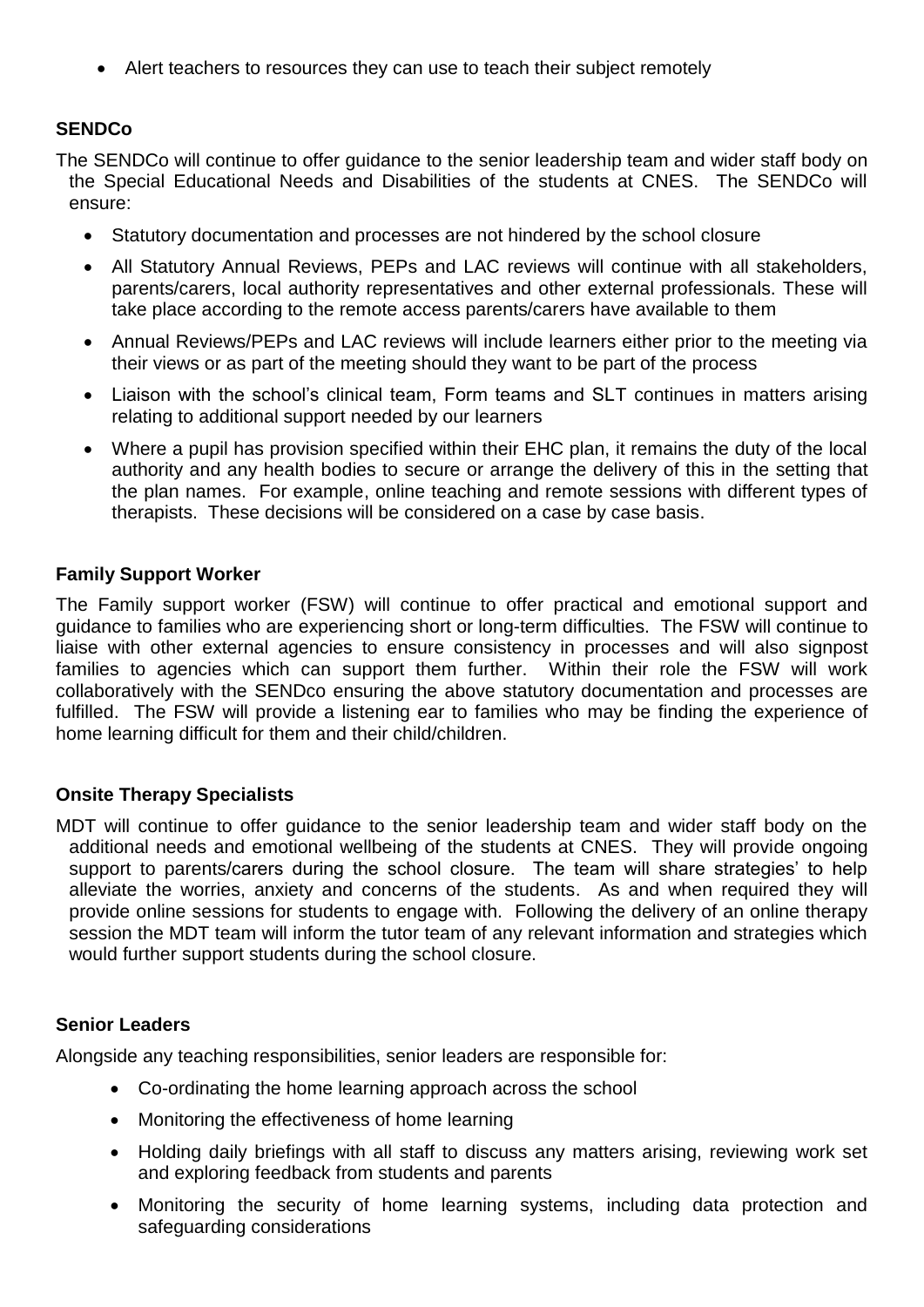- Alert teachers to resources they can use to teach their subject remotely

**SENDCo**

The SENDCo will continue to offer guidance to the senior leadership team and wider staff body on the Special Educational Needs and Disabilities of the students at CNES. The SENDCo will ensure:

- Statutory documentation and processes are not hindered by the school closure
- All Statutory Annual Reviews, PEPs and LAC reviews will continue with all stakeholders, parents/carers, local authority representatives and other external professionals. These will take place according to the remote access parents/carers have available to them
- Annual Reviews/PEPs and LAC reviews will include learners either prior to the meeting via their views or as part of the meeting should they want to be part of the process
- Liaison with the school's clinical team, Form teams and SLT continues in matters arising relating to additional support needed by our learners
- Where a pupil has provision specified within their EHC plan, it remains the duty of the local authority and any health bodies to secure or arrange the delivery of this in the setting that the plan names. For example, online teaching and remote sessions with different types of therapists. These decisions will be considered on a case by case basis.

**Family Support Worker**

The Family support worker (FSW) will continue to offer practical and emotional support and guidance to families who are experiencing short or long-term difficulties. The FSW will continue to liaise with other external agencies to ensure consistency in processes and will also signpost families to agencies which can support them further. Within their role the FSW will work collaboratively with the SENDco ensuring the above statutory documentation and processes are fulfilled. The FSW will provide a listening ear to families who may be finding the experience of home learning difficult for them and their child/children.

**Onsite Therapy Specialists**

MDT will continue to offer guidance to the senior leadership team and wider staff body on the additional needs and emotional wellbeing of the students at CNES. They will provide ongoing support to parents/carers during the school closure. The team will share strategies' to help alleviate the worries, anxiety and concerns of the students. As and when required they will provide online sessions for students to engage with. Following the delivery of an online therapy session the MDT team will inform the tutor team of any relevant information and strategies which would further support students during the school closure.

**Senior Leaders**

Alongside any teaching responsibilities, senior leaders are responsible for:

- Co-ordinating the home learning approach across the school
- Monitoring the effectiveness of home learning
- Holding daily briefings with all staff to discuss any matters arising, reviewing work set and exploring feedback from students and parents
- Monitoring the security of home learning systems, including data protection and safeguarding considerations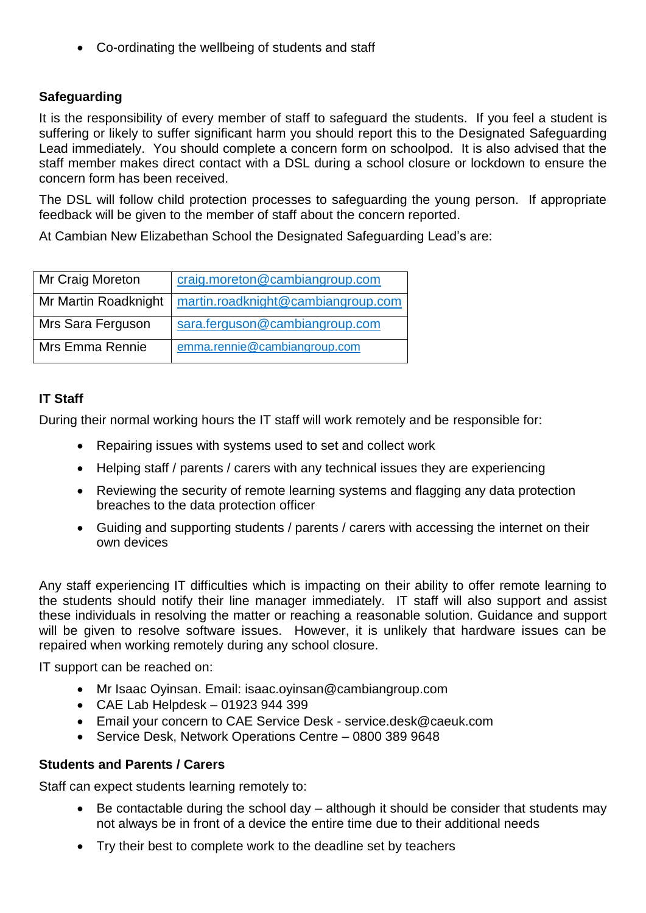- Co-ordinating the wellbeing of students and staff

**Safeguarding**

It is the responsibility of every member of staff to safeguard the students. If you feel a student is suffering or likely to suffer significant harm you should report this to the Designated Safeguarding Lead immediately. You should complete a concern form on schoolpod. It is also advised that the staff member makes direct contact with a DSL during a school closure or lockdown to ensure the concern form has been received.

The DSL will follow child protection processes to safeguarding the young person. If appropriate feedback will be given to the member of staff about the concern reported.

At Cambian New Elizabethan School the Designated Safeguarding Lead's are:

| | |
|---|---|
| Mr Craig Moreton | craig.moreton@cambiangroup.com |
| Mr Martin Roadknight | martin.roadknight@cambiangroup.com |
| Mrs Sara Ferguson | sara.ferguson@cambiangroup.com |
| Mrs Emma Rennie | emma.rennie@cambiangroup.com |

**IT Staff**

During their normal working hours the IT staff will work remotely and be responsible for:

- Repairing issues with systems used to set and collect work
- Helping staff / parents / carers with any technical issues they are experiencing
- Reviewing the security of remote learning systems and flagging any data protection breaches to the data protection officer
- Guiding and supporting students / parents / carers with accessing the internet on their own devices

Any staff experiencing IT difficulties which is impacting on their ability to offer remote learning to the students should notify their line manager immediately. IT staff will also support and assist these individuals in resolving the matter or reaching a reasonable solution. Guidance and support will be given to resolve software issues. However, it is unlikely that hardware issues can be repaired when working remotely during any school closure.

IT support can be reached on:

- Mr Isaac Oyinsan. Email: isaac.oyinsan@cambiangroup.com
- CAE Lab Helpdesk – 01923 944 399
- Email your concern to CAE Service Desk - service.desk@caeuk.com
- Service Desk, Network Operations Centre – 0800 389 9648

**Students and Parents / Carers**

Staff can expect students learning remotely to:

- Be contactable during the school day – although it should be consider that students may not always be in front of a device the entire time due to their additional needs
- Try their best to complete work to the deadline set by teachers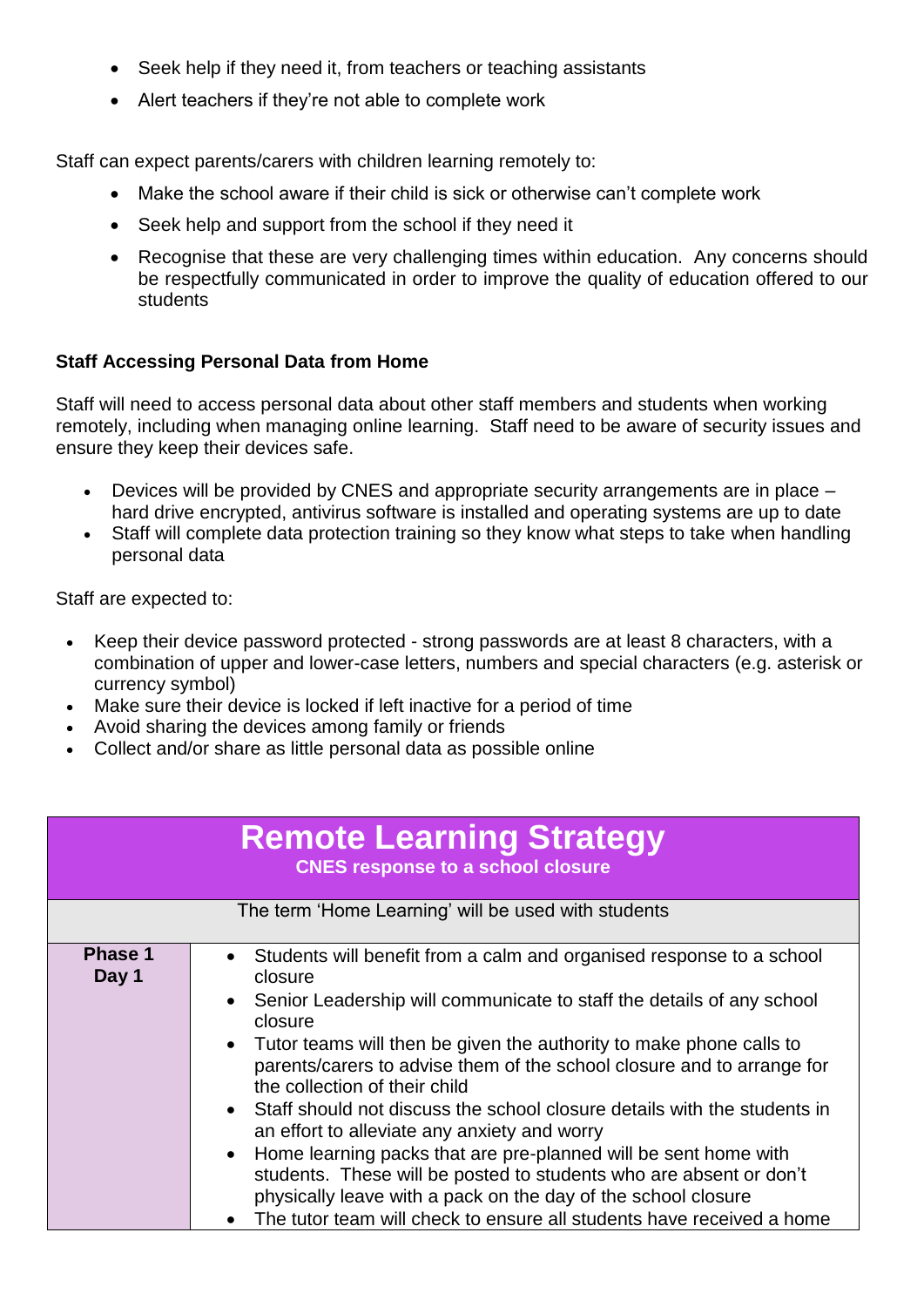- Seek help if they need it, from teachers or teaching assistants
- Alert teachers if they're not able to complete work

Staff can expect parents/carers with children learning remotely to:

- Make the school aware if their child is sick or otherwise can't complete work
- Seek help and support from the school if they need it
- Recognise that these are very challenging times within education. Any concerns should be respectfully communicated in order to improve the quality of education offered to our students

**Staff Accessing Personal Data from Home**

Staff will need to access personal data about other staff members and students when working remotely, including when managing online learning. Staff need to be aware of security issues and ensure they keep their devices safe.

- Devices will be provided by CNES and appropriate security arrangements are in place – hard drive encrypted, antivirus software is installed and operating systems are up to date
- Staff will complete data protection training so they know what steps to take when handling personal data

Staff are expected to:

- Keep their device password protected - strong passwords are at least 8 characters, with a combination of upper and lower-case letters, numbers and special characters (e.g. asterisk or currency symbol)
- Make sure their device is locked if left inactive for a period of time
- Avoid sharing the devices among family or friends
- Collect and/or share as little personal data as possible online

| **Remote Learning Strategy**<br>**CNES response to a school closure** | |
|---|---|
| The term 'Home Learning' will be used with students | |
| **Phase 1**<br>**Day 1** | • Students will benefit from a calm and organised response to a school closure<br>• Senior Leadership will communicate to staff the details of any school closure<br>• Tutor teams will then be given the authority to make phone calls to parents/carers to advise them of the school closure and to arrange for the collection of their child<br>• Staff should not discuss the school closure details with the students in an effort to alleviate any anxiety and worry<br>• Home learning packs that are pre-planned will be sent home with students. These will be posted to students who are absent or don't physically leave with a pack on the day of the school closure<br>• The tutor team will check to ensure all students have received a home |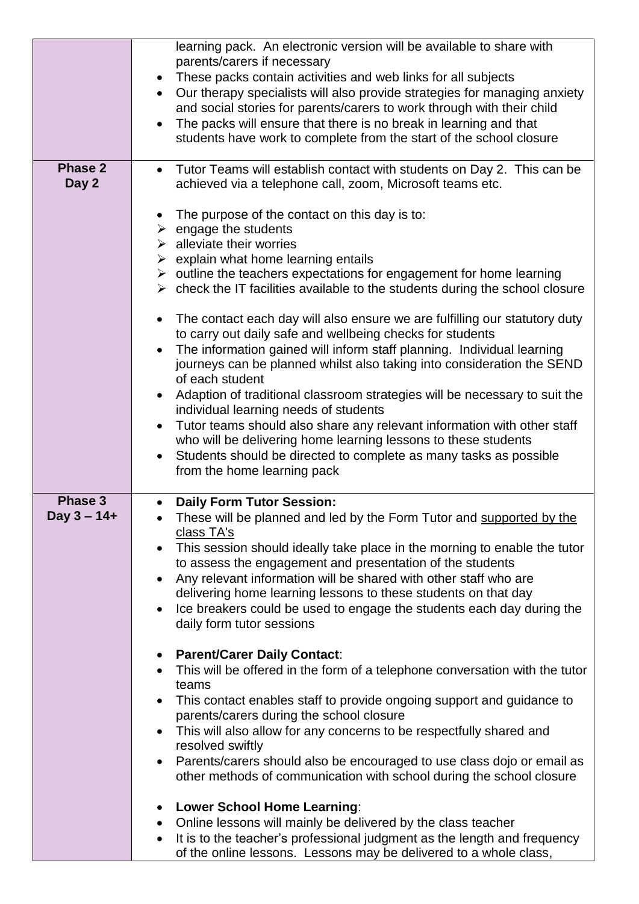| | |
|---|---|
| | learning pack. An electronic version will be available to share with parents/carers if necessary<br>• These packs contain activities and web links for all subjects<br>• Our therapy specialists will also provide strategies for managing anxiety and social stories for parents/carers to work through with their child<br>• The packs will ensure that there is no break in learning and that students have work to complete from the start of the school closure |
| **Phase 2**<br>**Day 2** | • Tutor Teams will establish contact with students on Day 2. This can be achieved via a telephone call, zoom, Microsoft teams etc.<br><br>• The purpose of the contact on this day is to:<br>➢ engage the students<br>➢ alleviate their worries<br>➢ explain what home learning entails<br>➢ outline the teachers expectations for engagement for home learning<br>➢ check the IT facilities available to the students during the school closure<br><br>• The contact each day will also ensure we are fulfilling our statutory duty to carry out daily safe and wellbeing checks for students<br>• The information gained will inform staff planning. Individual learning journeys can be planned whilst also taking into consideration the SEND of each student<br>• Adaption of traditional classroom strategies will be necessary to suit the individual learning needs of students<br>• Tutor teams should also share any relevant information with other staff who will be delivering home learning lessons to these students<br>• Students should be directed to complete as many tasks as possible from the home learning pack |
| **Phase 3**<br>**Day 3 – 14+** | • **Daily Form Tutor Session:**<br>• These will be planned and led by the Form Tutor and <u>supported by the class TA's</u><br>• This session should ideally take place in the morning to enable the tutor to assess the engagement and presentation of the students<br>• Any relevant information will be shared with other staff who are delivering home learning lessons to these students on that day<br>• Ice breakers could be used to engage the students each day during the daily form tutor sessions<br><br>• **Parent/Carer Daily Contact**:<br>• This will be offered in the form of a telephone conversation with the tutor teams<br>• This contact enables staff to provide ongoing support and guidance to parents/carers during the school closure<br>• This will also allow for any concerns to be respectfully shared and resolved swiftly<br>• Parents/carers should also be encouraged to use class dojo or email as other methods of communication with school during the school closure<br><br>• **Lower School Home Learning**:<br>• Online lessons will mainly be delivered by the class teacher<br>• It is to the teacher's professional judgment as the length and frequency of the online lessons. Lessons may be delivered to a whole class, |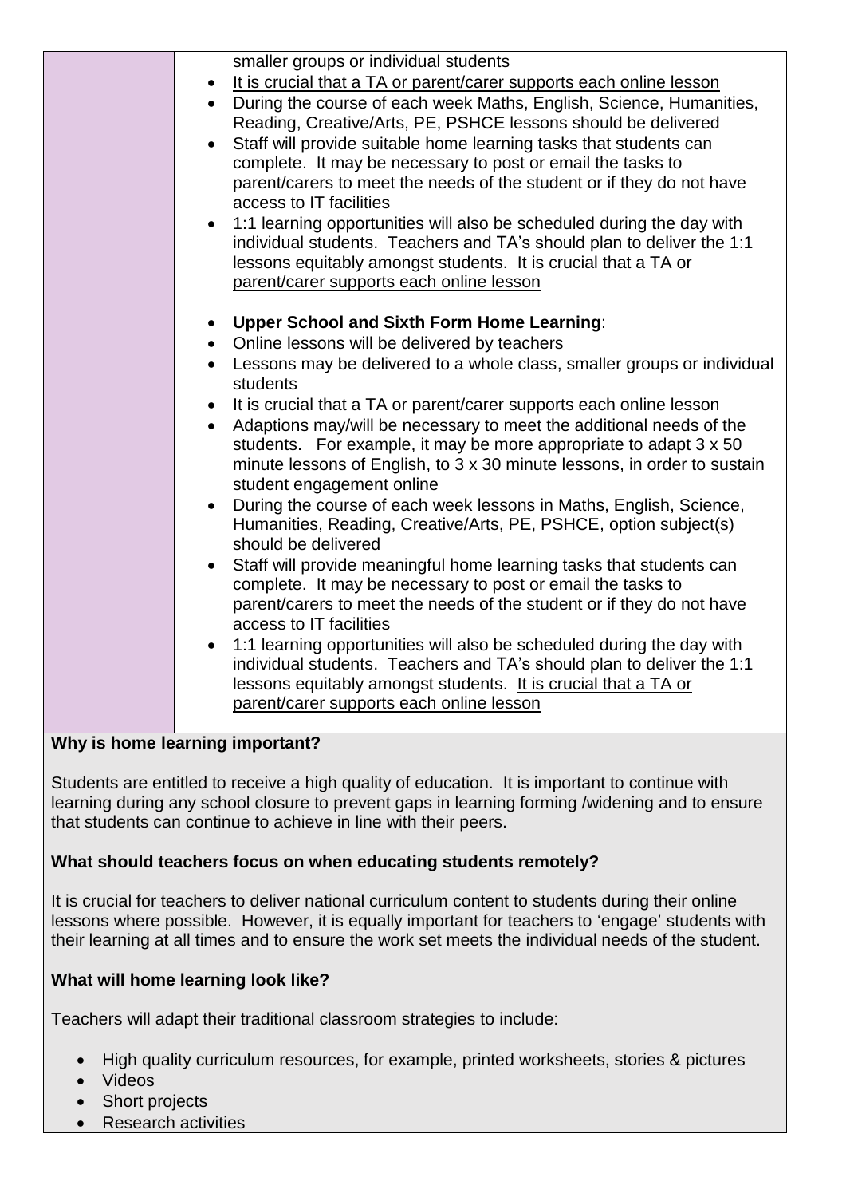| | smaller groups or individual students<br>• It is crucial that a TA or parent/carer supports each online lesson<br>• During the course of each week Maths, English, Science, Humanities, Reading, Creative/Arts, PE, PSHCE lessons should be delivered<br>• Staff will provide suitable home learning tasks that students can complete. It may be necessary to post or email the tasks to parent/carers to meet the needs of the student or if they do not have access to IT facilities<br>• 1:1 learning opportunities will also be scheduled during the day with individual students. Teachers and TA's should plan to deliver the 1:1 lessons equitably amongst students. It is crucial that a TA or parent/carer supports each online lesson<br><br>• **Upper School and Sixth Form Home Learning**:<br>• Online lessons will be delivered by teachers<br>• Lessons may be delivered to a whole class, smaller groups or individual students<br>• It is crucial that a TA or parent/carer supports each online lesson<br>• Adaptions may/will be necessary to meet the additional needs of the students. For example, it may be more appropriate to adapt 3 x 50 minute lessons of English, to 3 x 30 minute lessons, in order to sustain student engagement online<br>• During the course of each week lessons in Maths, English, Science, Humanities, Reading, Creative/Arts, PE, PSHCE, option subject(s) should be delivered<br>• Staff will provide meaningful home learning tasks that students can complete. It may be necessary to post or email the tasks to parent/carers to meet the needs of the student or if they do not have access to IT facilities<br>• 1:1 learning opportunities will also be scheduled during the day with individual students. Teachers and TA's should plan to deliver the 1:1 lessons equitably amongst students. It is crucial that a TA or parent/carer supports each online lesson |
|---|---|

**Why is home learning important?**

Students are entitled to receive a high quality of education. It is important to continue with learning during any school closure to prevent gaps in learning forming /widening and to ensure that students can continue to achieve in line with their peers.

**What should teachers focus on when educating students remotely?**

It is crucial for teachers to deliver national curriculum content to students during their online lessons where possible. However, it is equally important for teachers to 'engage' students with their learning at all times and to ensure the work set meets the individual needs of the student.

**What will home learning look like?**

Teachers will adapt their traditional classroom strategies to include:

- High quality curriculum resources, for example, printed worksheets, stories & pictures
- Videos
- Short projects
- Research activities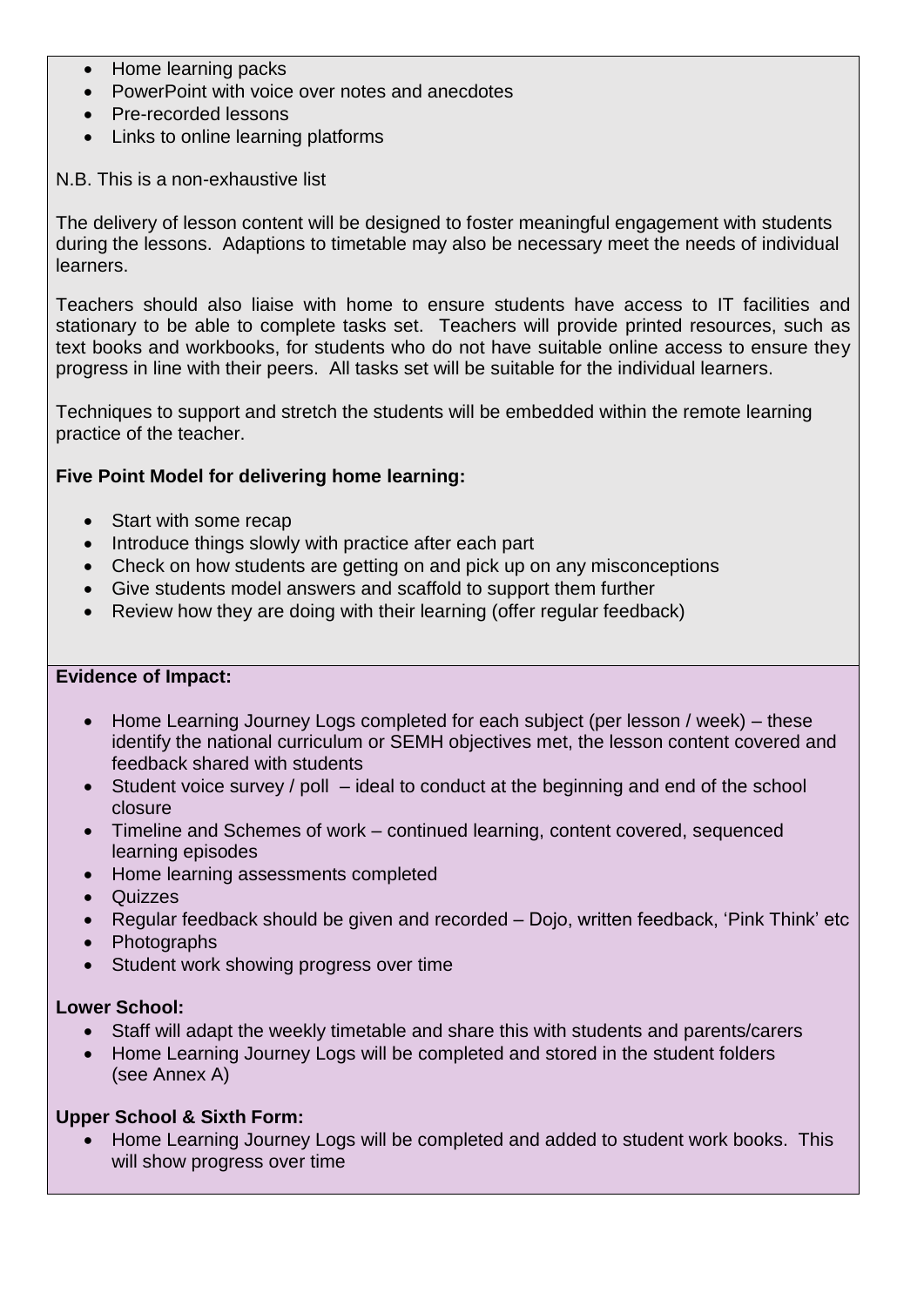- Home learning packs
- PowerPoint with voice over notes and anecdotes
- Pre-recorded lessons
- Links to online learning platforms

N.B. This is a non-exhaustive list

The delivery of lesson content will be designed to foster meaningful engagement with students during the lessons. Adaptions to timetable may also be necessary meet the needs of individual learners.

Teachers should also liaise with home to ensure students have access to IT facilities and stationary to be able to complete tasks set. Teachers will provide printed resources, such as text books and workbooks, for students who do not have suitable online access to ensure they progress in line with their peers. All tasks set will be suitable for the individual learners.

Techniques to support and stretch the students will be embedded within the remote learning practice of the teacher.

**Five Point Model for delivering home learning:**

- Start with some recap
- Introduce things slowly with practice after each part
- Check on how students are getting on and pick up on any misconceptions
- Give students model answers and scaffold to support them further
- Review how they are doing with their learning (offer regular feedback)

**Evidence of Impact:**

- Home Learning Journey Logs completed for each subject (per lesson / week) – these identify the national curriculum or SEMH objectives met, the lesson content covered and feedback shared with students
- Student voice survey / poll – ideal to conduct at the beginning and end of the school closure
- Timeline and Schemes of work – continued learning, content covered, sequenced learning episodes
- Home learning assessments completed
- Quizzes
- Regular feedback should be given and recorded – Dojo, written feedback, 'Pink Think' etc
- Photographs
- Student work showing progress over time

**Lower School:**

- Staff will adapt the weekly timetable and share this with students and parents/carers
- Home Learning Journey Logs will be completed and stored in the student folders (see Annex A)

**Upper School & Sixth Form:**

- Home Learning Journey Logs will be completed and added to student work books. This will show progress over time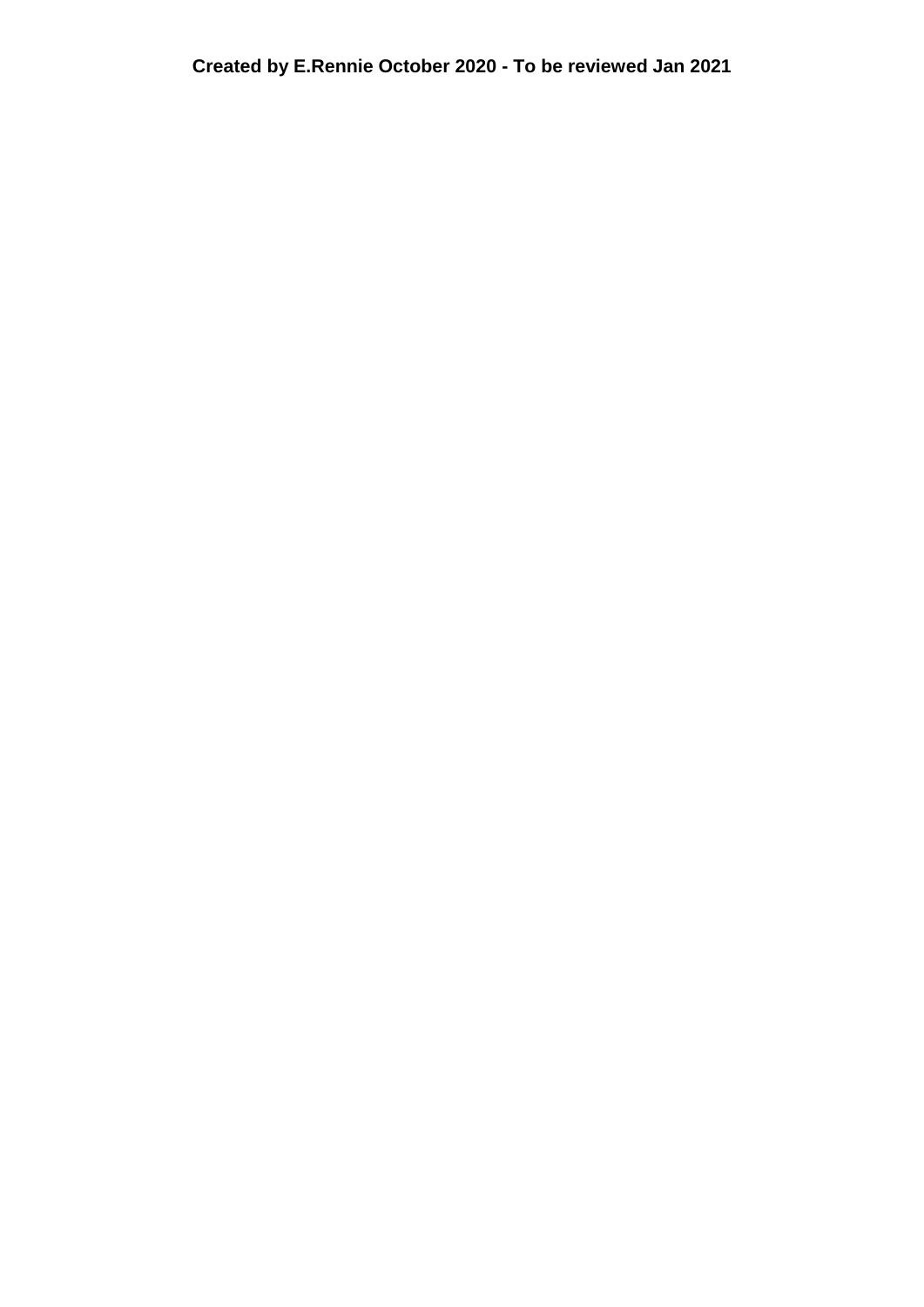**Created by E.Rennie October 2020 - To be reviewed Jan 2021**